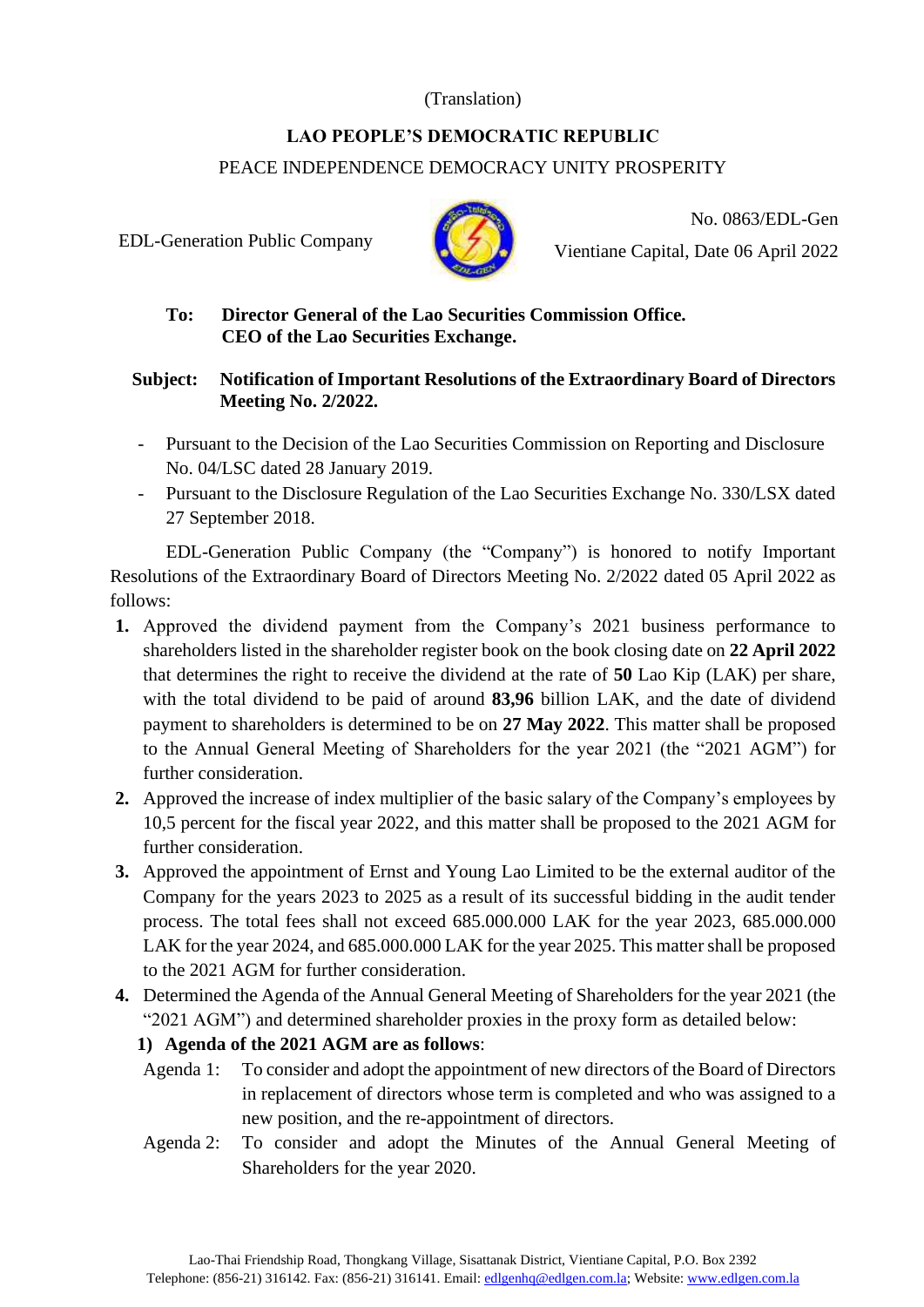(Translation)

**LAO PEOPLE'S DEMOCRATIC REPUBLIC**

PEACE INDEPENDENCE DEMOCRACY UNITY PROSPERITY

EDL-Generation Public Company

No. 0863/EDL-Gen

Vientiane Capital, Date 06 April 2022

**To: Director General of the Lao Securities Commission Office.**
**CEO of the Lao Securities Exchange.**

**Subject: Notification of Important Resolutions of the Extraordinary Board of Directors Meeting No. 2/2022.**

- Pursuant to the Decision of the Lao Securities Commission on Reporting and Disclosure No. 04/LSC dated 28 January 2019.
- Pursuant to the Disclosure Regulation of the Lao Securities Exchange No. 330/LSX dated 27 September 2018.

EDL-Generation Public Company (the "Company") is honored to notify Important Resolutions of the Extraordinary Board of Directors Meeting No. 2/2022 dated 05 April 2022 as follows:

1. Approved the dividend payment from the Company's 2021 business performance to shareholders listed in the shareholder register book on the book closing date on **22 April 2022** that determines the right to receive the dividend at the rate of **50** Lao Kip (LAK) per share, with the total dividend to be paid of around **83,96** billion LAK, and the date of dividend payment to shareholders is determined to be on **27 May 2022**. This matter shall be proposed to the Annual General Meeting of Shareholders for the year 2021 (the "2021 AGM") for further consideration.
2. Approved the increase of index multiplier of the basic salary of the Company's employees by 10,5 percent for the fiscal year 2022, and this matter shall be proposed to the 2021 AGM for further consideration.
3. Approved the appointment of Ernst and Young Lao Limited to be the external auditor of the Company for the years 2023 to 2025 as a result of its successful bidding in the audit tender process. The total fees shall not exceed 685.000.000 LAK for the year 2023, 685.000.000 LAK for the year 2024, and 685.000.000 LAK for the year 2025. This matter shall be proposed to the 2021 AGM for further consideration.
4. Determined the Agenda of the Annual General Meeting of Shareholders for the year 2021 (the "2021 AGM") and determined shareholder proxies in the proxy form as detailed below:
   1) **Agenda of the 2021 AGM are as follows**:

   Agenda 1: To consider and adopt the appointment of new directors of the Board of Directors in replacement of directors whose term is completed and who was assigned to a new position, and the re-appointment of directors.

   Agenda 2: To consider and adopt the Minutes of the Annual General Meeting of Shareholders for the year 2020.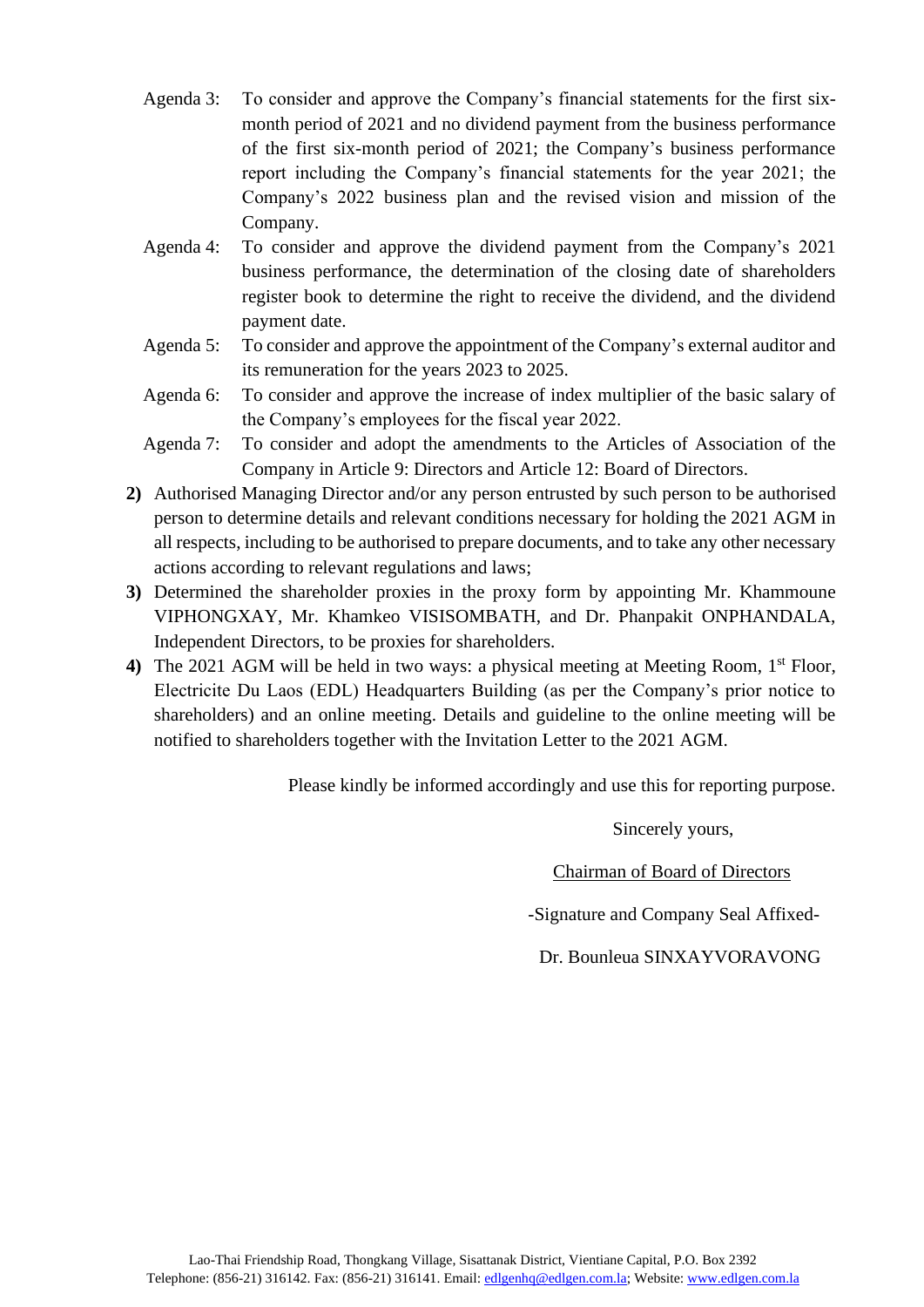Agenda 3: To consider and approve the Company's financial statements for the first six-month period of 2021 and no dividend payment from the business performance of the first six-month period of 2021; the Company's business performance report including the Company's financial statements for the year 2021; the Company's 2022 business plan and the revised vision and mission of the Company.

Agenda 4: To consider and approve the dividend payment from the Company's 2021 business performance, the determination of the closing date of shareholders register book to determine the right to receive the dividend, and the dividend payment date.

Agenda 5: To consider and approve the appointment of the Company's external auditor and its remuneration for the years 2023 to 2025.

Agenda 6: To consider and approve the increase of index multiplier of the basic salary of the Company's employees for the fiscal year 2022.

Agenda 7: To consider and adopt the amendments to the Articles of Association of the Company in Article 9: Directors and Article 12: Board of Directors.

**2)** Authorised Managing Director and/or any person entrusted by such person to be authorised person to determine details and relevant conditions necessary for holding the 2021 AGM in all respects, including to be authorised to prepare documents, and to take any other necessary actions according to relevant regulations and laws;

**3)** Determined the shareholder proxies in the proxy form by appointing Mr. Khammoune VIPHONGXAY, Mr. Khamkeo VISISOMBATH, and Dr. Phanpakit ONPHANDALA, Independent Directors, to be proxies for shareholders.

**4)** The 2021 AGM will be held in two ways: a physical meeting at Meeting Room, 1st Floor, Electricite Du Laos (EDL) Headquarters Building (as per the Company's prior notice to shareholders) and an online meeting. Details and guideline to the online meeting will be notified to shareholders together with the Invitation Letter to the 2021 AGM.

Please kindly be informed accordingly and use this for reporting purpose.

Sincerely yours,

Chairman of Board of Directors

-Signature and Company Seal Affixed-

Dr. Bounleua SINXAYVORAVONG